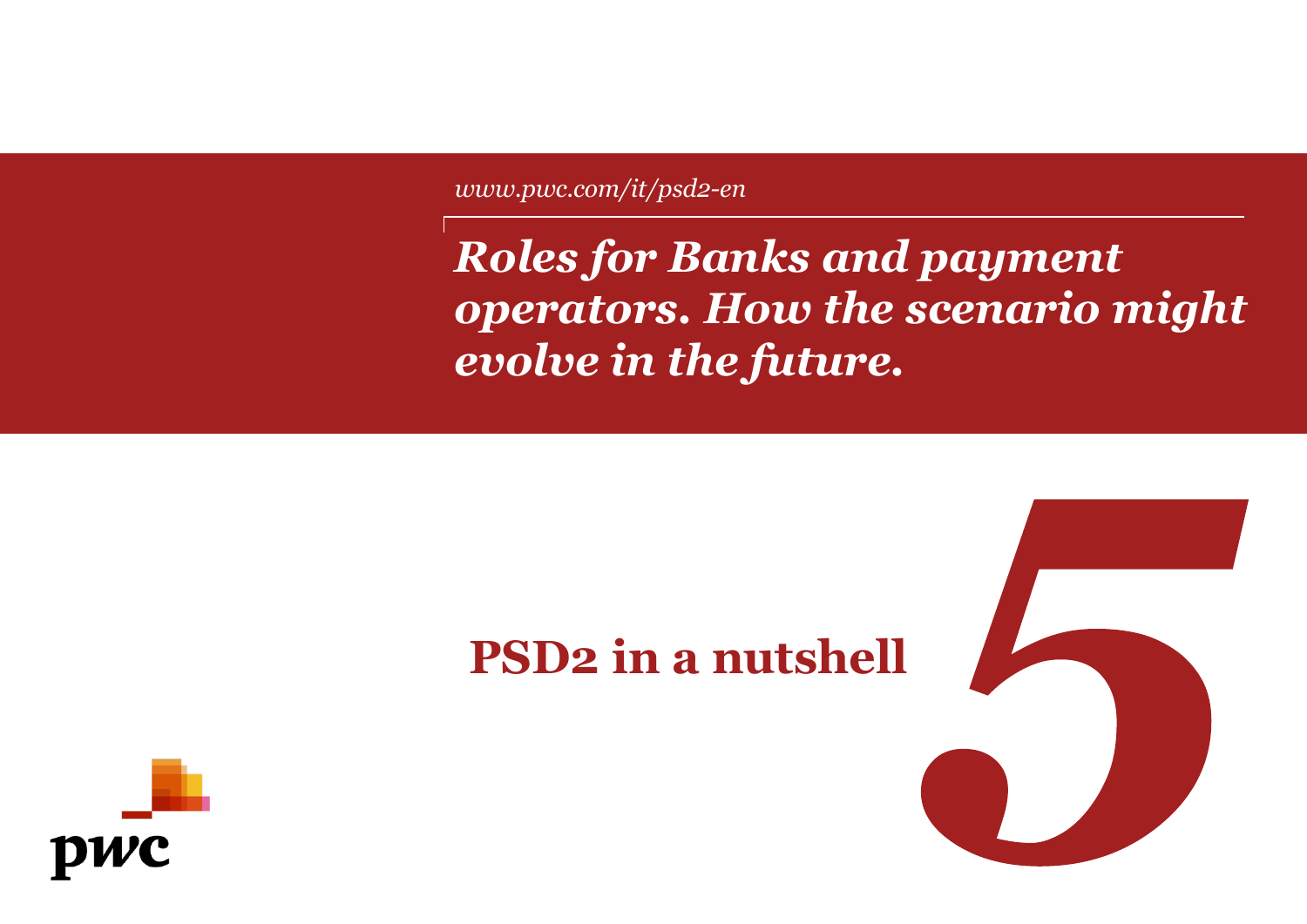*www.pwc.com/it/psd2-en*

# *Roles for Banks and payment operators. How the scenario might evolve in the future.*

## PSD2 in a nutshell

*5*

pwc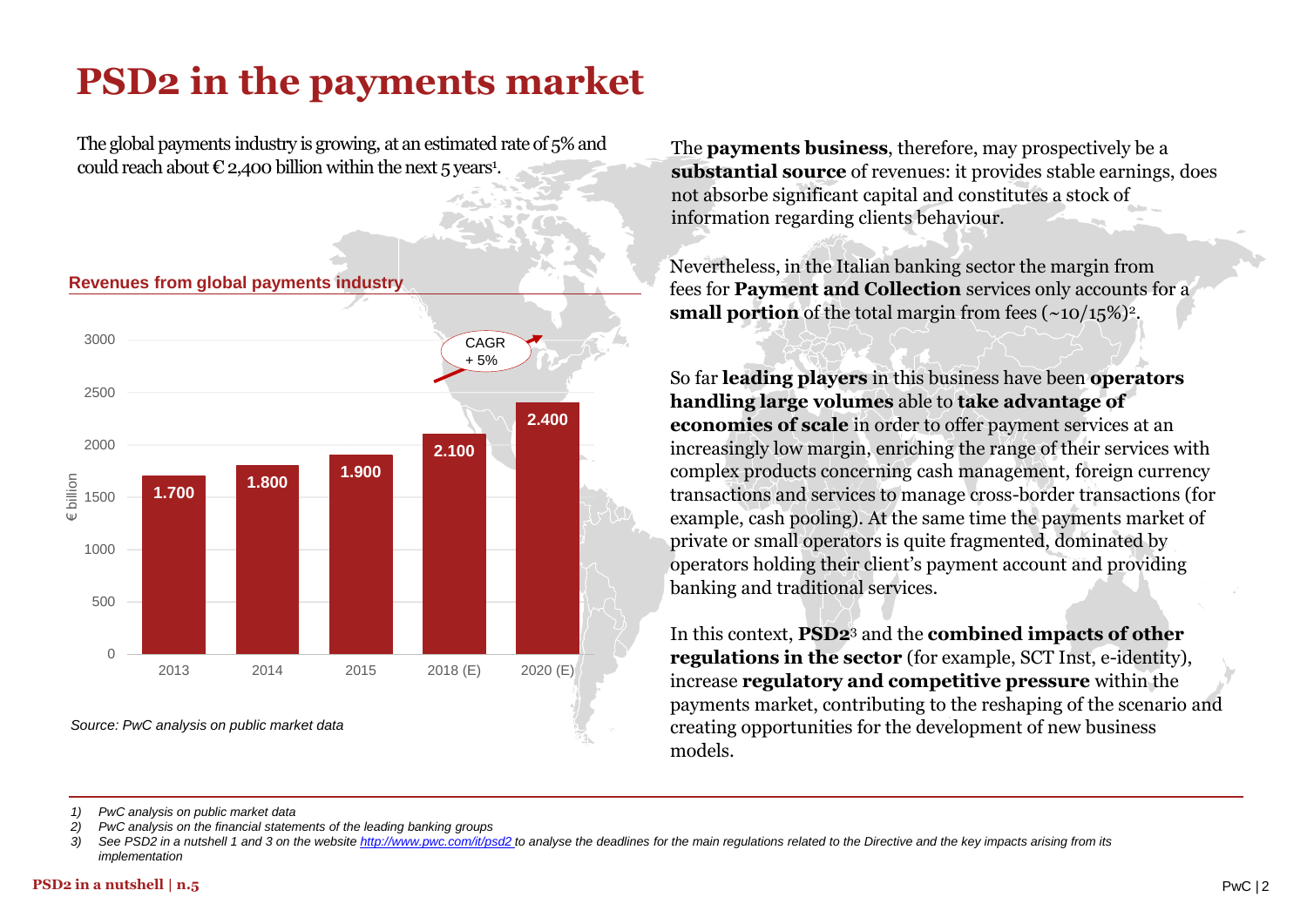# PSD2 in the payments market

The global payments industry is growing, at an estimated rate of 5% and could reach about € 2,400 billion within the next 5 years[1].

**Revenues from global payments industry**

| Year | € billion |
| --- | --- |
| 2013 | 1.700 |
| 2014 | 1.800 |
| 2015 | 1.900 |
| 2018 (E) | 2.100 |
| 2020 (E) | 2.400 |

CAGR + 5%

*Source: PwC analysis on public market data*

The **payments business**, therefore, may prospectively be a **substantial source** of revenues: it provides stable earnings, does not absorbe significant capital and constitutes a stock of information regarding clients behaviour.

Nevertheless, in the Italian banking sector the margin from fees for **Payment and Collection** services only accounts for a **small portion** of the total margin from fees (~10/15%)[2].

So far **leading players** in this business have been **operators handling large volumes** able to **take advantage of economies of scale** in order to offer payment services at an increasingly low margin, enriching the range of their services with complex products concerning cash management, foreign currency transactions and services to manage cross-border transactions (for example, cash pooling). At the same time the payments market of private or small operators is quite fragmented, dominated by operators holding their client's payment account and providing banking and traditional services.

In this context, **PSD2**[3] and the **combined impacts of other regulations in the sector** (for example, SCT Inst, e-identity), increase **regulatory and competitive pressure** within the payments market, contributing to the reshaping of the scenario and creating opportunities for the development of new business models.

---

1) *PwC analysis on public market data*
2) *PwC analysis on the financial statements of the leading banking groups*
3) *See PSD2 in a nutshell 1 and 3 on the website http://www.pwc.com/it/psd2 to analyse the deadlines for the main regulations related to the Directive and the key impacts arising from its implementation*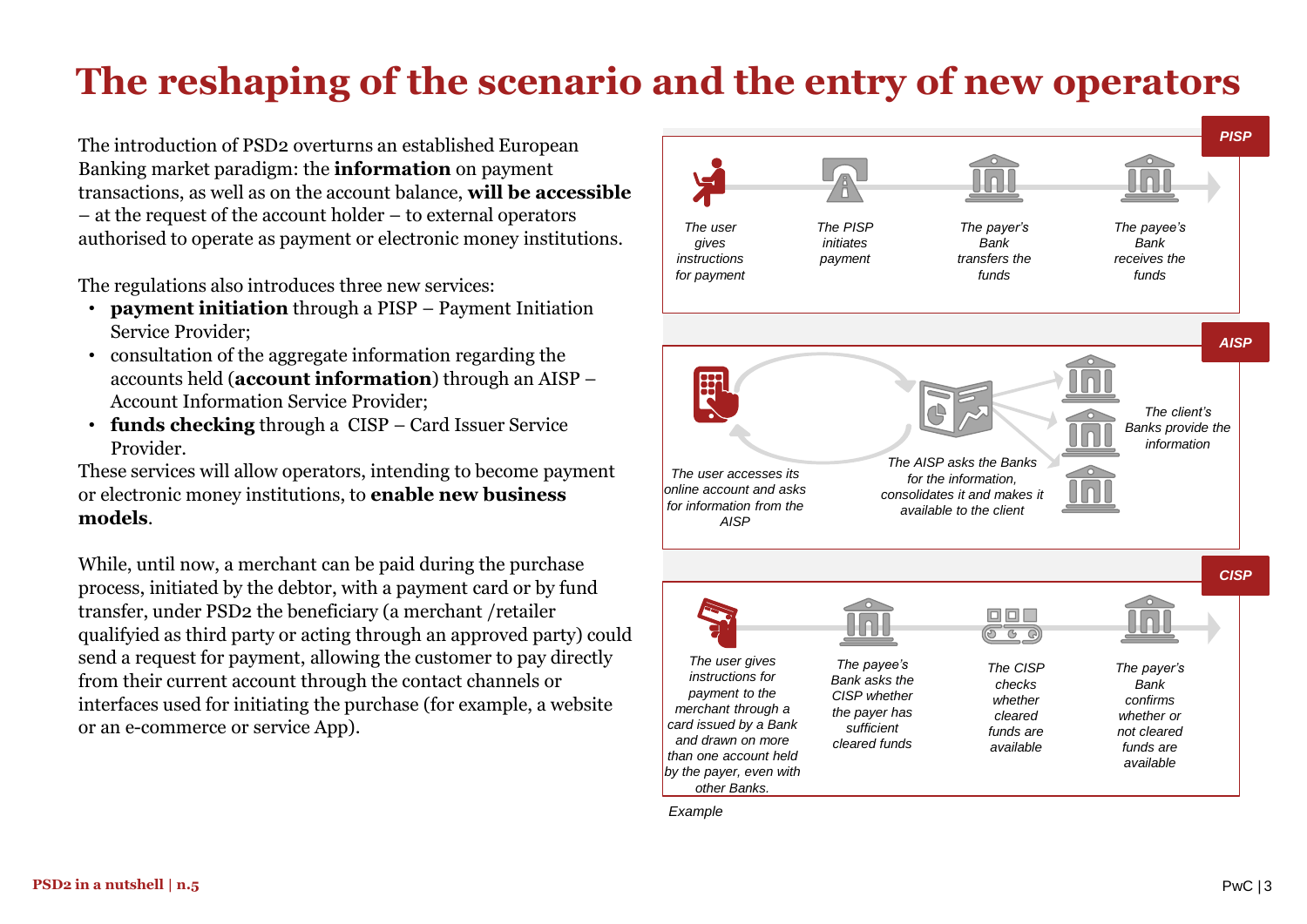# The reshaping of the scenario and the entry of new operators

The introduction of PSD2 overturns an established European Banking market paradigm: the **information** on payment transactions, as well as on the account balance, **will be accessible** – at the request of the account holder – to external operators authorised to operate as payment or electronic money institutions.

The regulations also introduces three new services:

- **payment initiation** through a PISP – Payment Initiation Service Provider;
- consultation of the aggregate information regarding the accounts held (**account information**) through an AISP – Account Information Service Provider;
- **funds checking** through a CISP – Card Issuer Service Provider.

These services will allow operators, intending to become payment or electronic money institutions, to **enable new business models**.

While, until now, a merchant can be paid during the purchase process, initiated by the debtor, with a payment card or by fund transfer, under PSD2 the beneficiary (a merchant /retailer qualifyied as third party or acting through an approved party) could send a request for payment, allowing the customer to pay directly from their current account through the contact channels or interfaces used for initiating the purchase (for example, a website or an e-commerce or service App).

**PISP**

*The user gives instructions for payment* → *The PISP initiates payment* → *The payer's Bank transfers the funds* → *The payee's Bank receives the funds*

**AISP**

*The user accesses its online account and asks for information from the AISP*

*The AISP asks the Banks for the information, consolidates it and makes it available to the client*

*The client's Banks provide the information*

**CISP**

*The user gives instructions for payment to the merchant through a card issued by a Bank and drawn on more than one account held by the payer, even with other Banks.* → *The payee's Bank asks the CISP whether the payer has sufficient cleared funds* → *The CISP checks whether cleared funds are available* → *The payer's Bank confirms whether or not cleared funds are available*

*Example*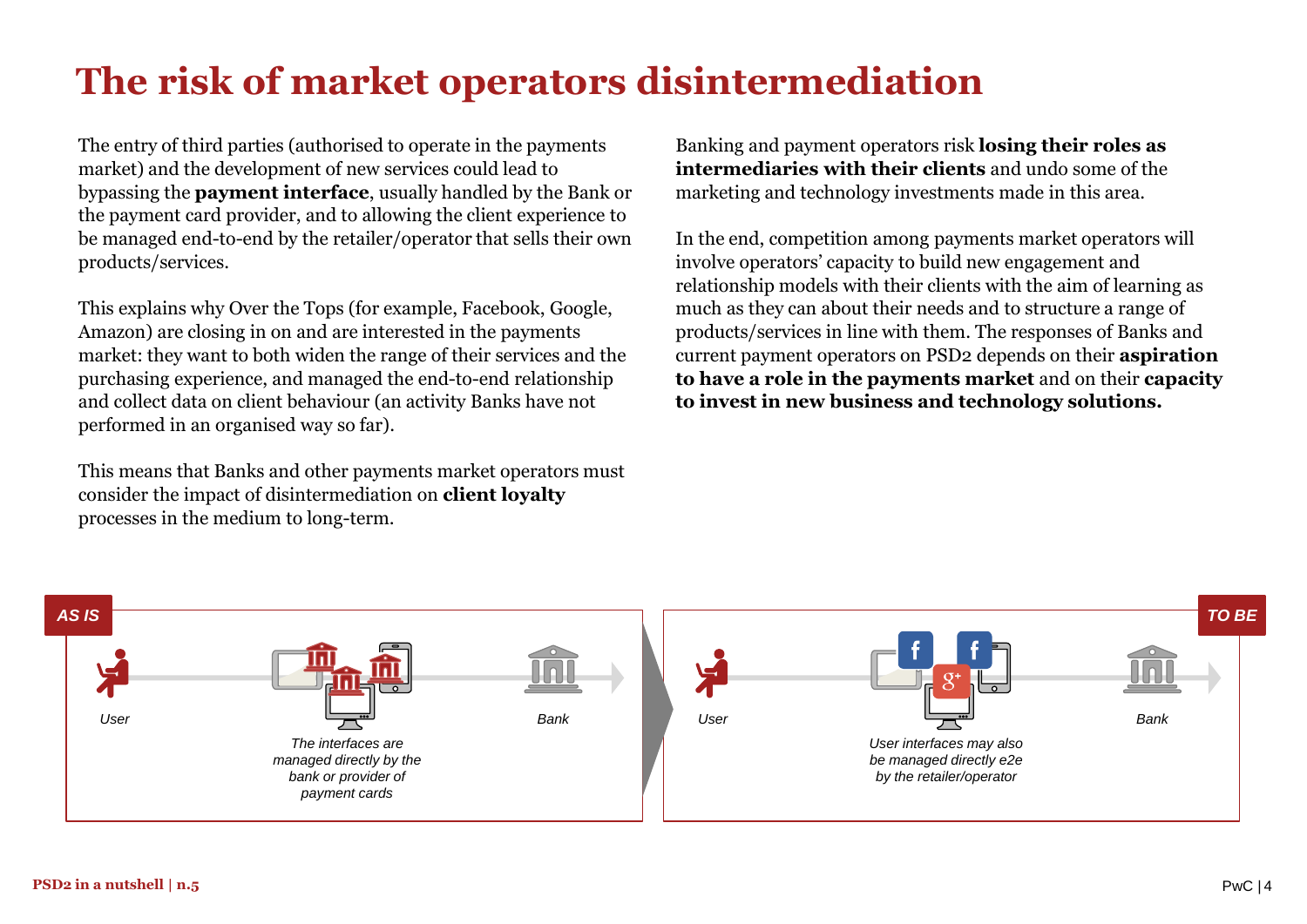# The risk of market operators disintermediation

The entry of third parties (authorised to operate in the payments market) and the development of new services could lead to bypassing the **payment interface**, usually handled by the Bank or the payment card provider, and to allowing the client experience to be managed end-to-end by the retailer/operator that sells their own products/services.

This explains why Over the Tops (for example, Facebook, Google, Amazon) are closing in on and are interested in the payments market: they want to both widen the range of their services and the purchasing experience, and managed the end-to-end relationship and collect data on client behaviour (an activity Banks have not performed in an organised way so far).

This means that Banks and other payments market operators must consider the impact of disintermediation on **client loyalty** processes in the medium to long-term.

Banking and payment operators risk **losing their roles as intermediaries with their clients** and undo some of the marketing and technology investments made in this area.

In the end, competition among payments market operators will involve operators' capacity to build new engagement and relationship models with their clients with the aim of learning as much as they can about their needs and to structure a range of products/services in line with them. The responses of Banks and current payment operators on PSD2 depends on their **aspiration to have a role in the payments market** and on their **capacity to invest in new business and technology solutions.**

***AS IS***

*User*

*The interfaces are managed directly by the bank or provider of payment cards*

*Bank*

***TO BE***

*User*

*User interfaces may also be managed directly e2e by the retailer/operator*

*Bank*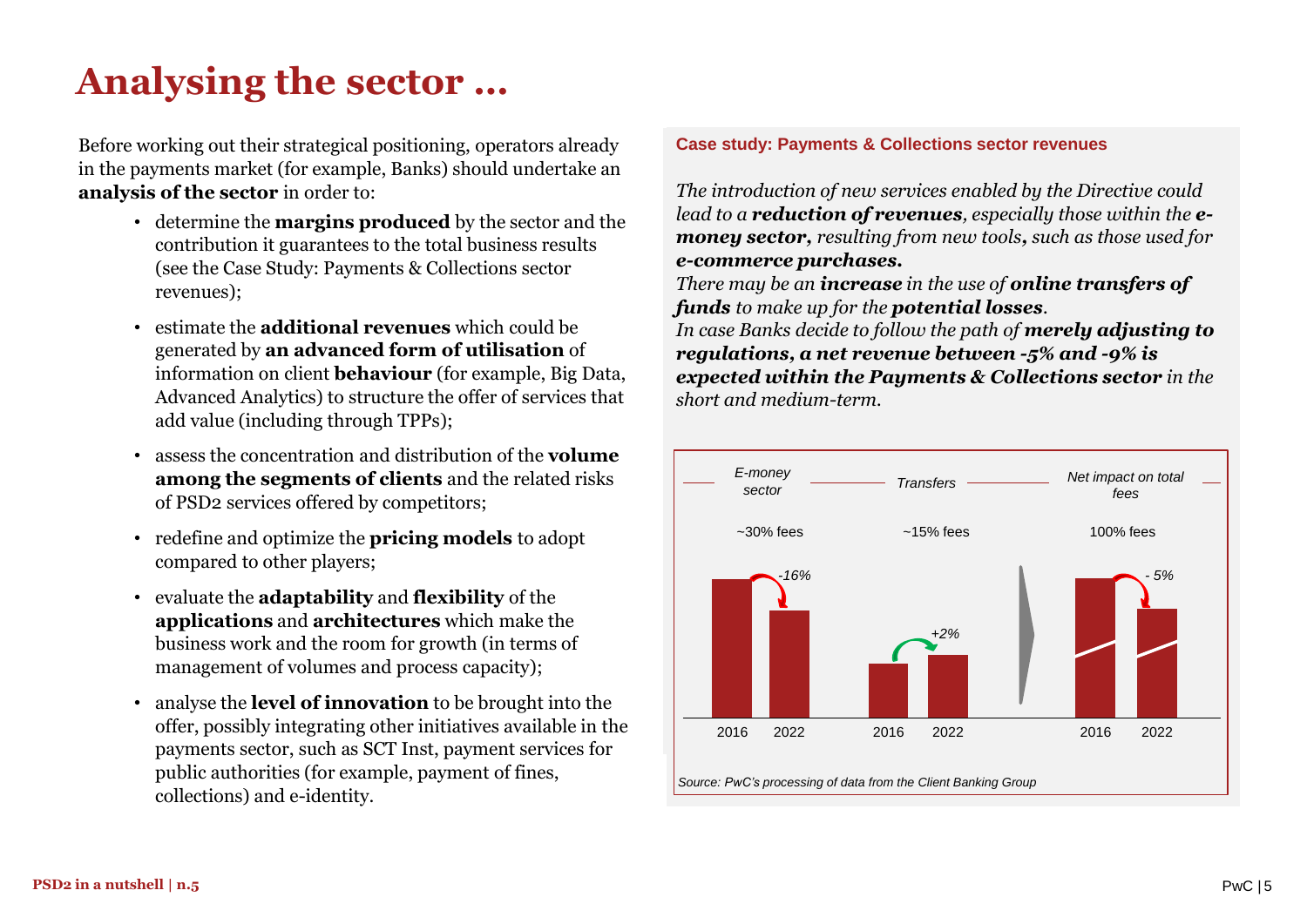# Analysing the sector …

Before working out their strategical positioning, operators already in the payments market (for example, Banks) should undertake an **analysis of the sector** in order to:

- determine the **margins produced** by the sector and the contribution it guarantees to the total business results (see the Case Study: Payments & Collections sector revenues);
- estimate the **additional revenues** which could be generated by **an advanced form of utilisation** of information on client **behaviour** (for example, Big Data, Advanced Analytics) to structure the offer of services that add value (including through TPPs);
- assess the concentration and distribution of the **volume among the segments of clients** and the related risks of PSD2 services offered by competitors;
- redefine and optimize the **pricing models** to adopt compared to other players;
- evaluate the **adaptability** and **flexibility** of the **applications** and **architectures** which make the business work and the room for growth (in terms of management of volumes and process capacity);
- analyse the **level of innovation** to be brought into the offer, possibly integrating other initiatives available in the payments sector, such as SCT Inst, payment services for public authorities (for example, payment of fines, collections) and e-identity.

**Case study: Payments & Collections sector revenues**

*The introduction of new services enabled by the Directive could lead to a **reduction of revenues**, especially those within the **e-money sector,** resulting from new tools**,** such as those used for **e-commerce purchases.***

*There may be an **increase** in the use of **online transfers of funds** to make up for the **potential losses**.*

*In case Banks decide to follow the path of **merely adjusting to regulations, a net revenue between -5% and -9% is expected within the Payments & Collections sector** in the short and medium-term.*

| | *E-money sector* | *Transfers* | *Net impact on total fees* |
|---|---|---|---|
| Share of fees | ~30% fees | ~15% fees | 100% fees |
| Change 2016 → 2022 | *-16%* | *+2%* | *- 5%* |

*Source: PwC's processing of data from the Client Banking Group*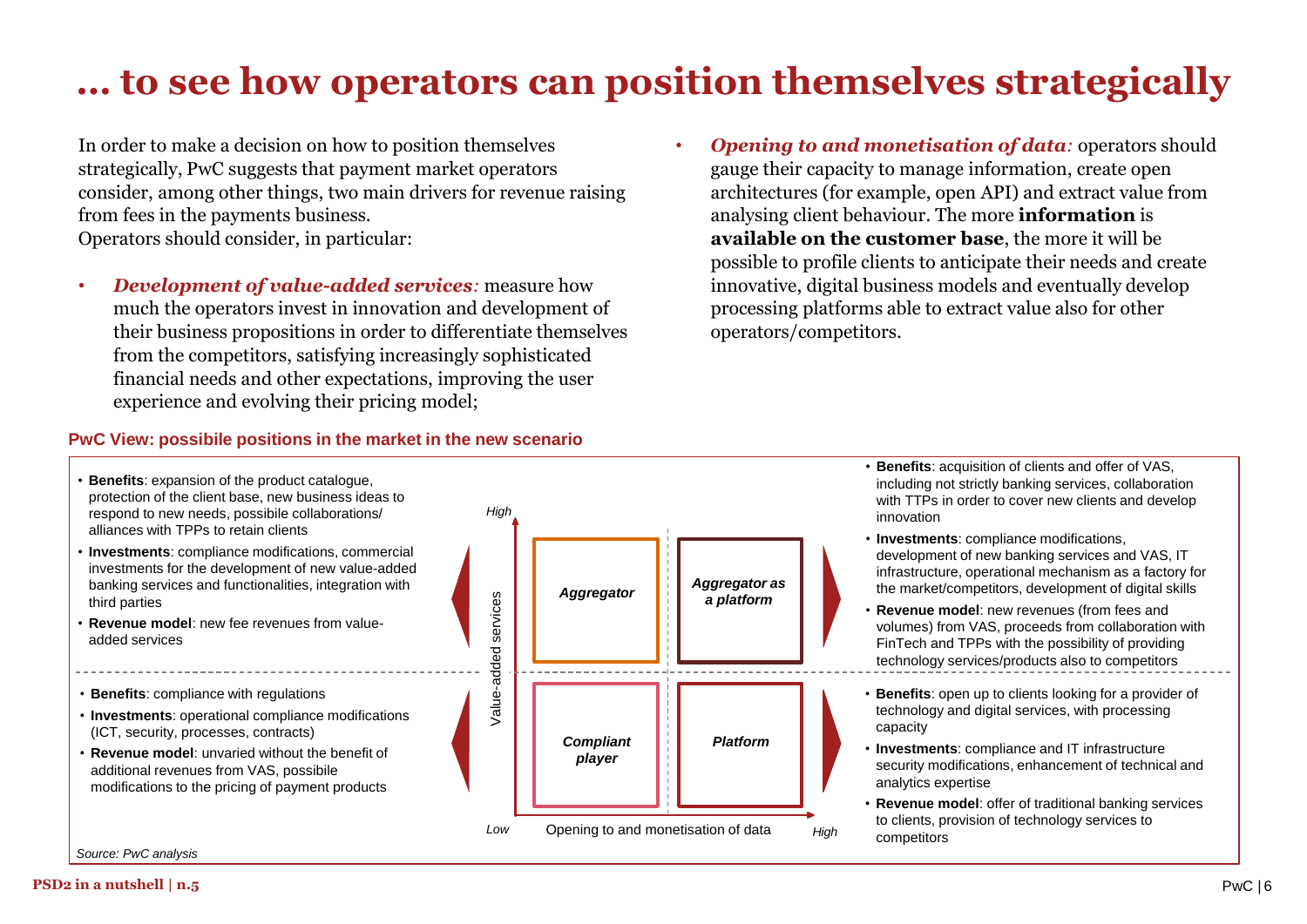# … to see how operators can position themselves strategically

In order to make a decision on how to position themselves strategically, PwC suggests that payment market operators consider, among other things, two main drivers for revenue raising from fees in the payments business.
Operators should consider, in particular:

- ***Development of value-added services:*** measure how much the operators invest in innovation and development of their business propositions in order to differentiate themselves from the competitors, satisfying increasingly sophisticated financial needs and other expectations, improving the user experience and evolving their pricing model;
- ***Opening to and monetisation of data:*** operators should gauge their capacity to manage information, create open architectures (for example, open API) and extract value from analysing client behaviour. The more **information** is **available on the customer base**, the more it will be possible to profile clients to anticipate their needs and create innovative, digital business models and eventually develop processing platforms able to extract value also for other operators/competitors.

**PwC View: possibile positions in the market in the new scenario**

Axes: Value-added services (Low – High); Opening to and monetisation of data (Low – High)

| | Low opening to and monetisation of data | High opening to and monetisation of data |
|---|---|---|
| **High value-added services** | *Aggregator* | *Aggregator as a platform* |
| **Low value-added services** | *Compliant player* | *Platform* |

**Aggregator**
- **Benefits**: expansion of the product catalogue, protection of the client base, new business ideas to respond to new needs, possibile collaborations/ alliances with TPPs to retain clients
- **Investments**: compliance modifications, commercial investments for the development of new value-added banking services and functionalities, integration with third parties
- **Revenue model**: new fee revenues from value-added services

**Compliant player**
- **Benefits**: compliance with regulations
- **Investments**: operational compliance modifications (ICT, security, processes, contracts)
- **Revenue model**: unvaried without the benefit of additional revenues from VAS, possibile modifications to the pricing of payment products

**Aggregator as a platform**
- **Benefits**: acquisition of clients and offer of VAS, including not strictly banking services, collaboration with TTPs in order to cover new clients and develop innovation
- **Investments**: compliance modifications, development of new banking services and VAS, IT infrastructure, operational mechanism as a factory for the market/competitors, development of digital skills
- **Revenue model**: new revenues (from fees and volumes) from VAS, proceeds from collaboration with FinTech and TPPs with the possibility of providing technology services/products also to competitors

**Platform**
- **Benefits**: open up to clients looking for a provider of technology and digital services, with processing capacity
- **Investments**: compliance and IT infrastructure security modifications, enhancement of technical and analytics expertise
- **Revenue model**: offer of traditional banking services to clients, provision of technology services to competitors

*Source: PwC analysis*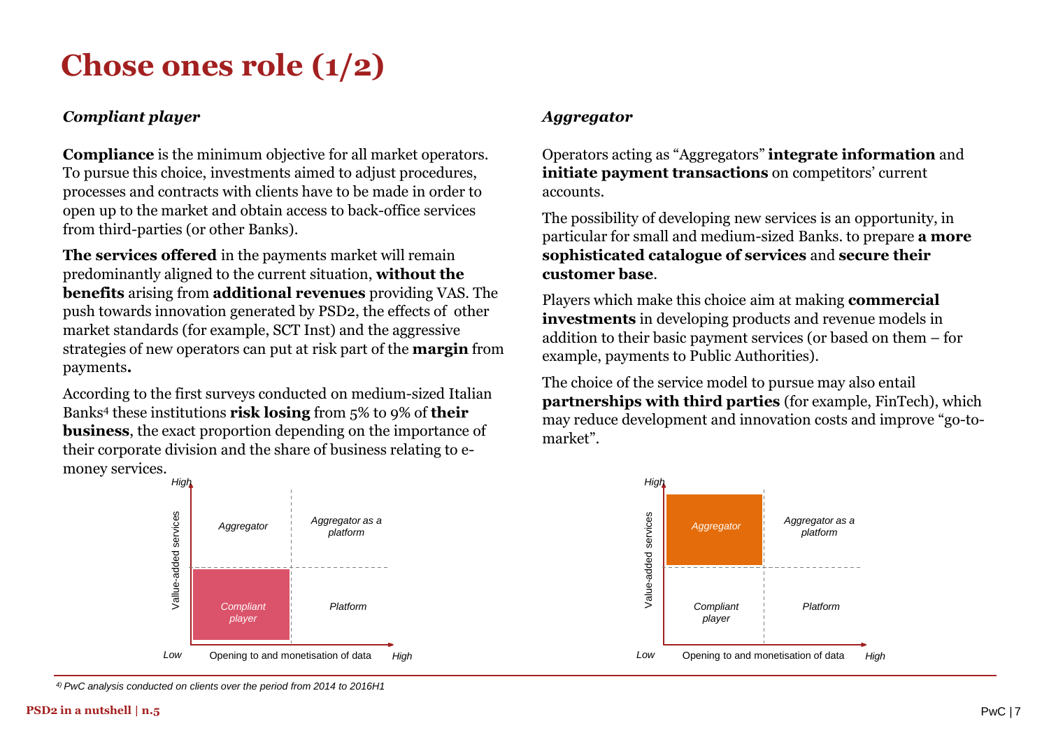# Chose ones role (1/2)

### *Compliant player*

**Compliance** is the minimum objective for all market operators. To pursue this choice, investments aimed to adjust procedures, processes and contracts with clients have to be made in order to open up to the market and obtain access to back-office services from third-parties (or other Banks).

**The services offered** in the payments market will remain predominantly aligned to the current situation, **without the benefits** arising from **additional revenues** providing VAS. The push towards innovation generated by PSD2, the effects of other market standards (for example, SCT Inst) and the aggressive strategies of new operators can put at risk part of the **margin** from payments**.**

According to the first surveys conducted on medium-sized Italian Banks[4] these institutions **risk losing** from 5% to 9% of **their business**, the exact proportion depending on the importance of their corporate division and the share of business relating to e-money services.

| Value-added services (Low → High) | Opening to and monetisation of data: Low | Opening to and monetisation of data: High |
|---|---|---|
| High | *Aggregator* | *Aggregator as a platform* |
| Low | ***Compliant player*** (highlighted) | *Platform* |

### *Aggregator*

Operators acting as "Aggregators" **integrate information** and **initiate payment transactions** on competitors' current accounts.

The possibility of developing new services is an opportunity, in particular for small and medium-sized Banks. to prepare **a more sophisticated catalogue of services** and **secure their customer base**.

Players which make this choice aim at making **commercial investments** in developing products and revenue models in addition to their basic payment services (or based on them – for example, payments to Public Authorities).

The choice of the service model to pursue may also entail **partnerships with third parties** (for example, FinTech), which may reduce development and innovation costs and improve "go-to-market".

| Value-added services (Low → High) | Opening to and monetisation of data: Low | Opening to and monetisation of data: High |
|---|---|---|
| High | ***Aggregator*** (highlighted) | *Aggregator as a platform* |
| Low | *Compliant player* | *Platform* |

*[4] PwC analysis conducted on clients over the period from 2014 to 2016H1*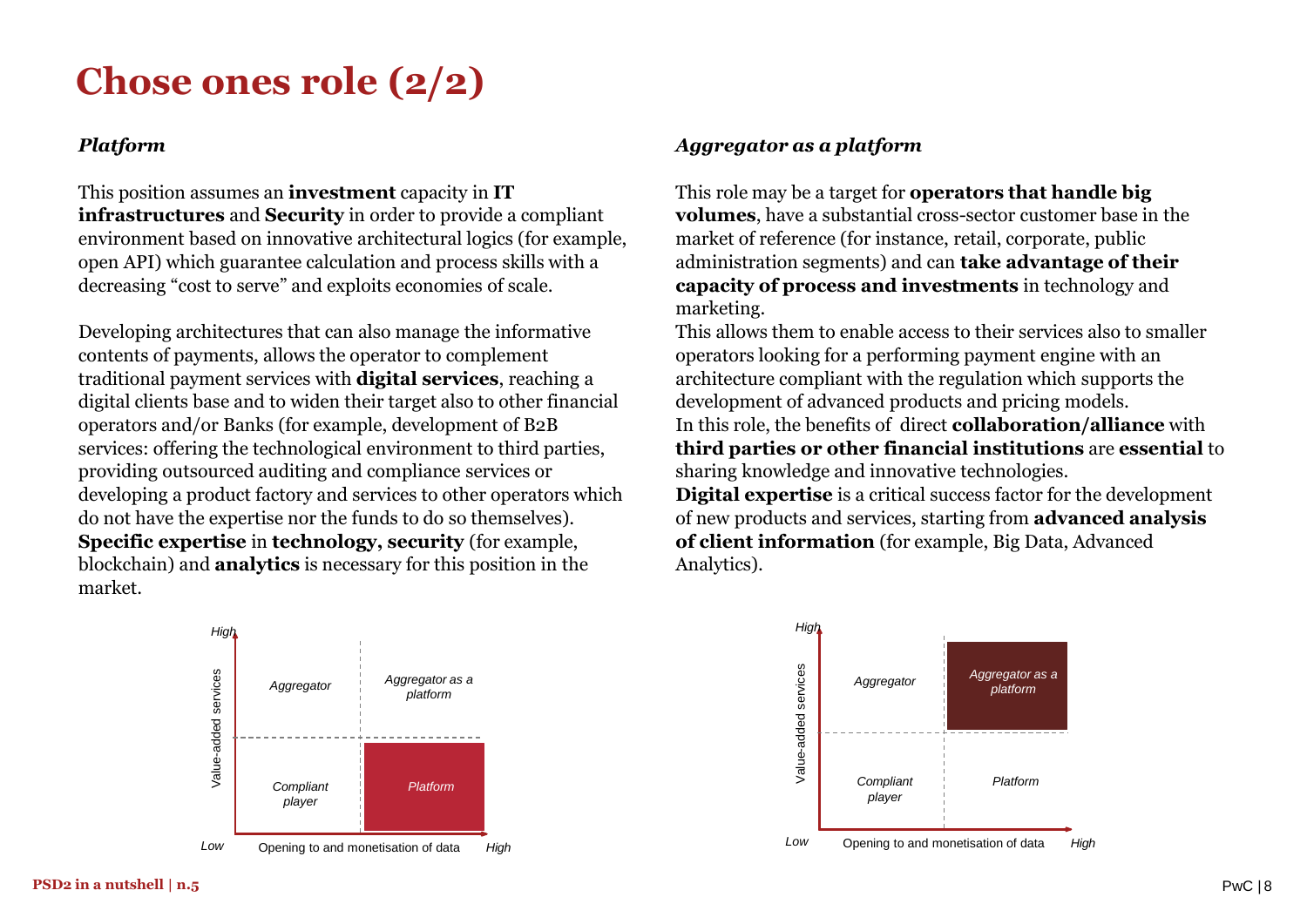# Chose ones role (2/2)

### *Platform*

This position assumes an **investment** capacity in **IT infrastructures** and **Security** in order to provide a compliant environment based on innovative architectural logics (for example, open API) which guarantee calculation and process skills with a decreasing "cost to serve" and exploits economies of scale.

Developing architectures that can also manage the informative contents of payments, allows the operator to complement traditional payment services with **digital services**, reaching a digital clients base and to widen their target also to other financial operators and/or Banks (for example, development of B2B services: offering the technological environment to third parties, providing outsourced auditing and compliance services or developing a product factory and services to other operators which do not have the expertise nor the funds to do so themselves). **Specific expertise** in **technology, security** (for example, blockchain) and **analytics** is necessary for this position in the market.

| Value-added services (High) | Low ← Opening to and monetisation of data → High | |
|---|---|---|
| High | *Aggregator* | *Aggregator as a platform* |
| Low | *Compliant player* | ***Platform*** |

### *Aggregator as a platform*

This role may be a target for **operators that handle big volumes**, have a substantial cross-sector customer base in the market of reference (for instance, retail, corporate, public administration segments) and can **take advantage of their capacity of process and investments** in technology and marketing.

This allows them to enable access to their services also to smaller operators looking for a performing payment engine with an architecture compliant with the regulation which supports the development of advanced products and pricing models.

In this role, the benefits of direct **collaboration/alliance** with **third parties or other financial institutions** are **essential** to sharing knowledge and innovative technologies.

**Digital expertise** is a critical success factor for the development of new products and services, starting from **advanced analysis of client information** (for example, Big Data, Advanced Analytics).

| Value-added services (High) | Low ← Opening to and monetisation of data → High | |
|---|---|---|
| High | *Aggregator* | ***Aggregator as a platform*** |
| Low | *Compliant player* | *Platform* |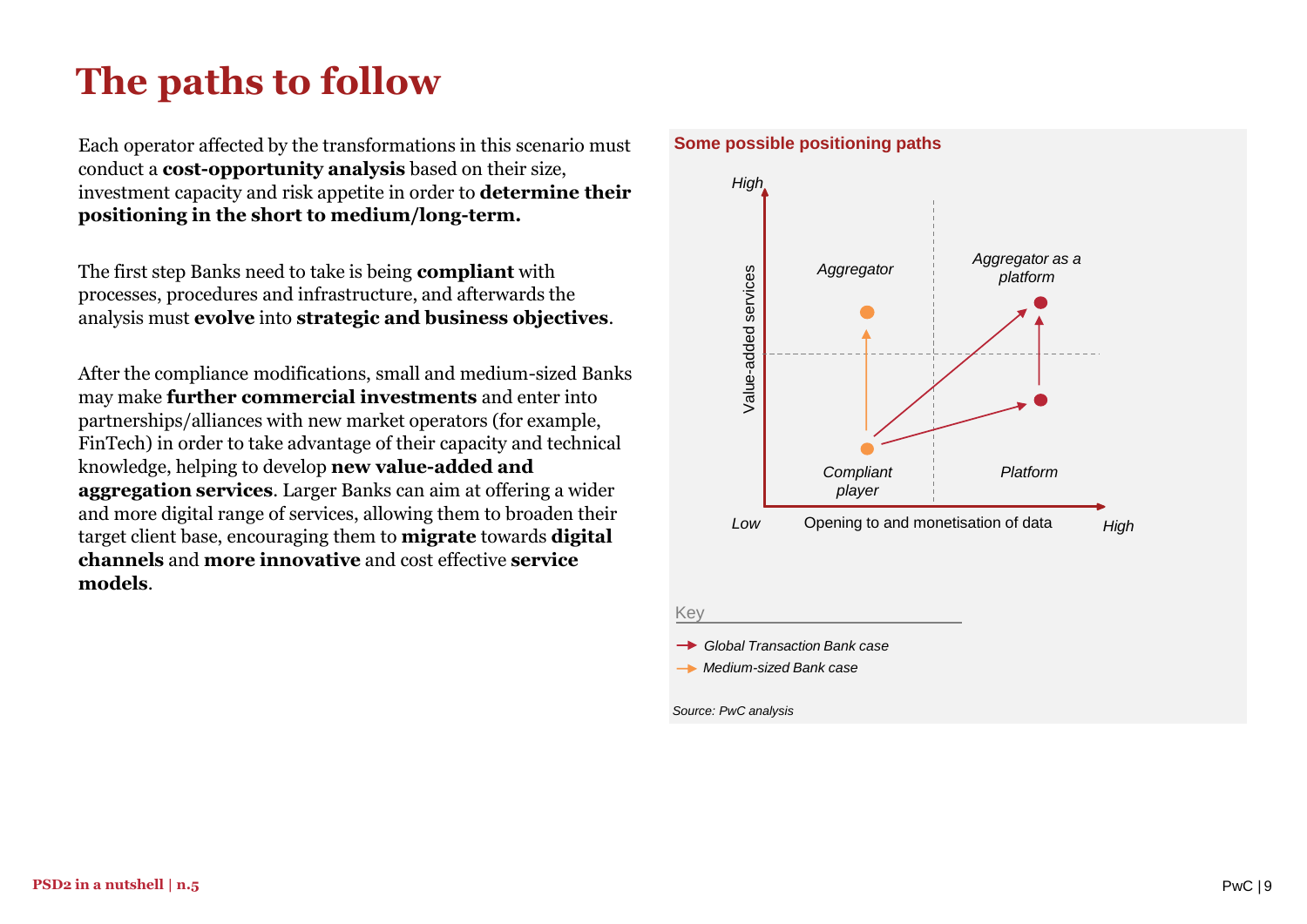# The paths to follow

Each operator affected by the transformations in this scenario must conduct a **cost-opportunity analysis** based on their size, investment capacity and risk appetite in order to **determine their positioning in the short to medium/long-term.**

The first step Banks need to take is being **compliant** with processes, procedures and infrastructure, and afterwards the analysis must **evolve** into **strategic and business objectives**.

After the compliance modifications, small and medium-sized Banks may make **further commercial investments** and enter into partnerships/alliances with new market operators (for example, FinTech) in order to take advantage of their capacity and technical knowledge, helping to develop **new value-added and aggregation services**. Larger Banks can aim at offering a wider and more digital range of services, allowing them to broaden their target client base, encouraging them to **migrate** towards **digital channels** and **more innovative** and cost effective **service models**.

**Some possible positioning paths**

Value-added services (Low – High) / Opening to and monetisation of data (Low – High)

- *Aggregator*
- *Aggregator as a platform*
- *Compliant player*
- *Platform*

Key

- *Global Transaction Bank case*
- *Medium-sized Bank case*

*Source: PwC analysis*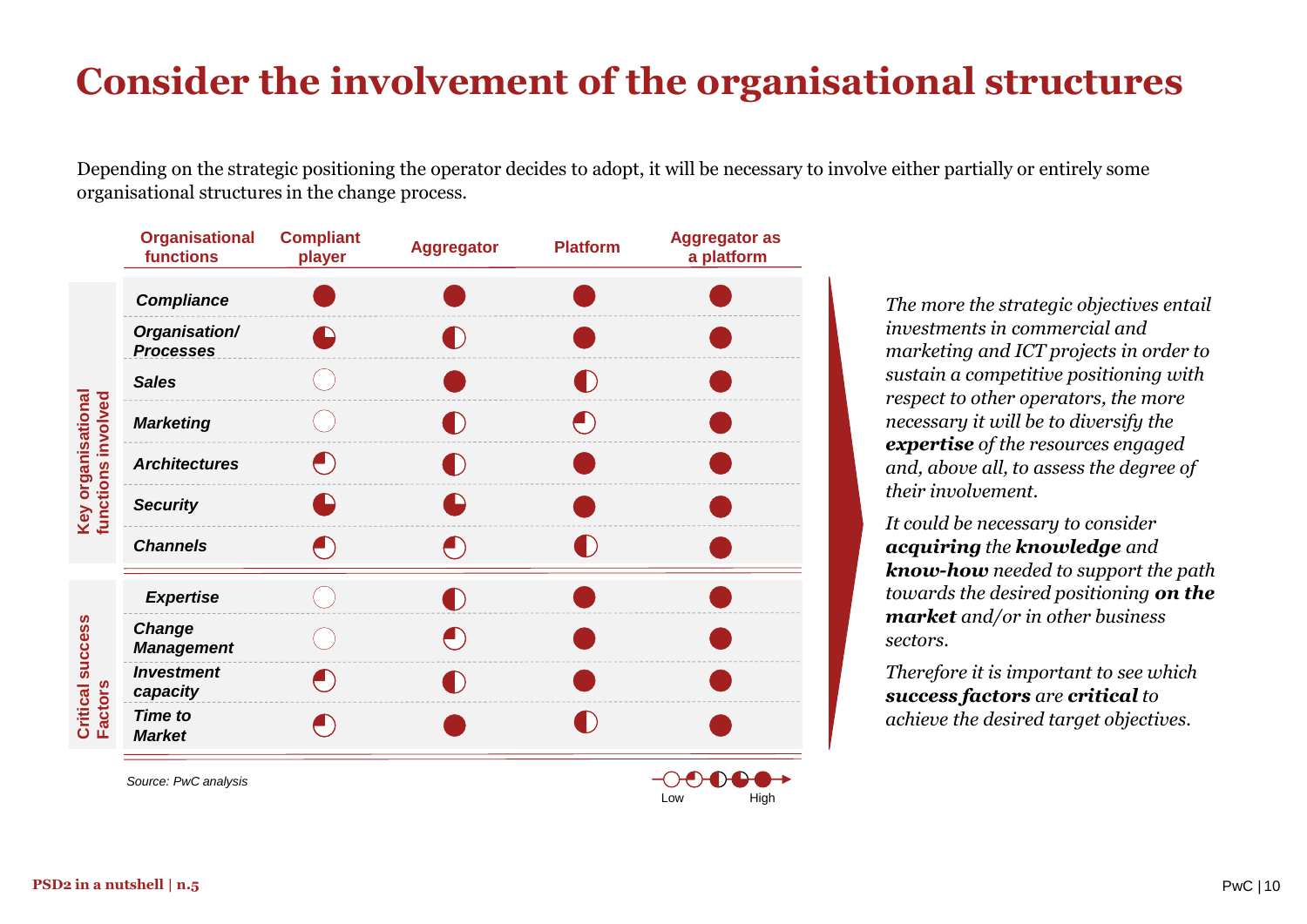# Consider the involvement of the organisational structures

Depending on the strategic positioning the operator decides to adopt, it will be necessary to involve either partially or entirely some organisational structures in the change process.

| | Organisational functions | Compliant player | Aggregator | Platform | Aggregator as a platform |
|---|---|---|---|---|---|
| **Key organisational functions involved** | ***Compliance*** | ● | ● | ● | ● |
| | ***Organisation/ Processes*** | ◕ | ◑ | ● | ● |
| | ***Sales*** | ○ | ● | ◑ | ● |
| | ***Marketing*** | ○ | ◑ | ◔ | ● |
| | ***Architectures*** | ◔ | ◑ | ● | ● |
| | ***Security*** | ◕ | ◕ | ● | ● |
| | ***Channels*** | ◔ | ◔ | ◑ | ● |
| **Critical success Factors** | ***Expertise*** | ○ | ◑ | ● | ● |
| | ***Change Management*** | ○ | ◔ | ● | ● |
| | ***Investment capacity*** | ◔ | ◑ | ● | ● |
| | ***Time to Market*** | ◔ | ● | ◑ | ● |

Legend: ○ ◔ ◑ ◕ ● (Low → High)

*Source: PwC analysis*

*The more the strategic objectives entail investments in commercial and marketing and ICT projects in order to sustain a competitive positioning with respect to other operators, the more necessary it will be to diversify the* ***expertise*** *of the resources engaged and, above all, to assess the degree of their involvement.*

*It could be necessary to consider* ***acquiring*** *the* ***knowledge*** *and* ***know-how*** *needed to support the path towards the desired positioning* ***on the market*** *and/or in other business sectors.*

*Therefore it is important to see which* ***success factors*** *are* ***critical*** *to achieve the desired target objectives.*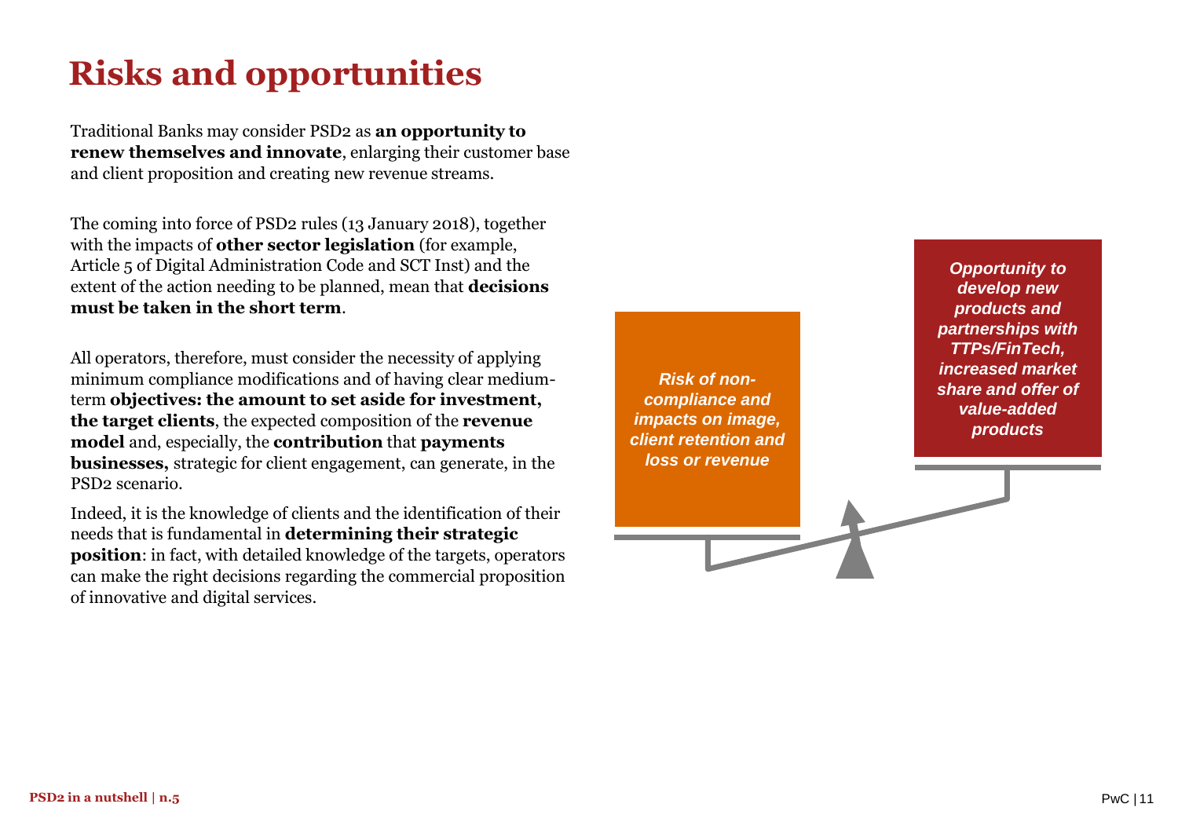# Risks and opportunities

Traditional Banks may consider PSD2 as **an opportunity to renew themselves and innovate**, enlarging their customer base and client proposition and creating new revenue streams.

The coming into force of PSD2 rules (13 January 2018), together with the impacts of **other sector legislation** (for example, Article 5 of Digital Administration Code and SCT Inst) and the extent of the action needing to be planned, mean that **decisions must be taken in the short term**.

All operators, therefore, must consider the necessity of applying minimum compliance modifications and of having clear medium-term **objectives: the amount to set aside for investment, the target clients**, the expected composition of the **revenue model** and, especially, the **contribution** that **payments businesses,** strategic for client engagement, can generate, in the PSD2 scenario.

Indeed, it is the knowledge of clients and the identification of their needs that is fundamental in **determining their strategic position**: in fact, with detailed knowledge of the targets, operators can make the right decisions regarding the commercial proposition of innovative and digital services.

***Risk of non-compliance and impacts on image, client retention and loss or revenue***

***Opportunity to develop new products and partnerships with TTPs/FinTech, increased market share and offer of value-added products***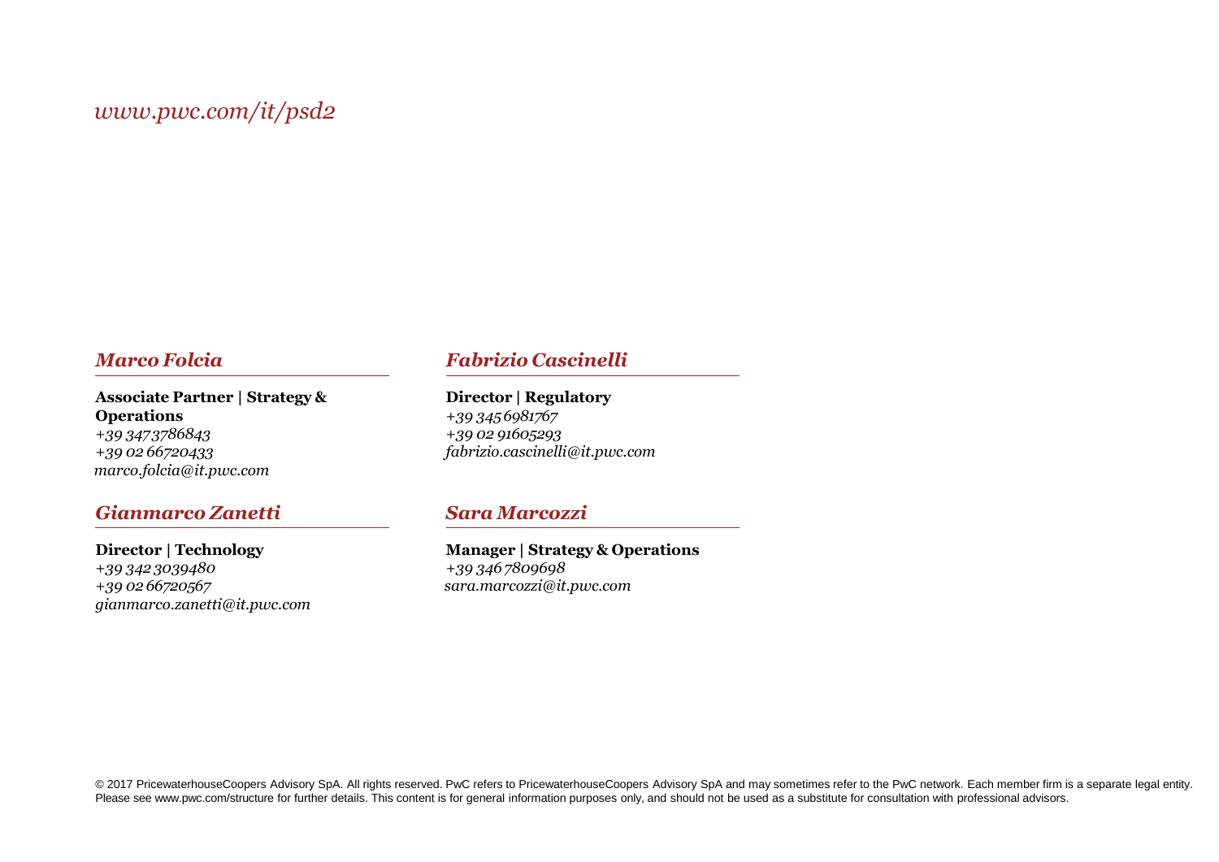*www.pwc.com/it/psd2*

### *Marco Folcia*

**Associate Partner | Strategy & Operations**
*+39 347 3786843*
*+39 02 66720433*
*marco.folcia@it.pwc.com*

### *Fabrizio Cascinelli*

**Director | Regulatory**
*+39 345 6981767*
*+39 02 91605293*
*fabrizio.cascinelli@it.pwc.com*

### *Gianmarco Zanetti*

**Director | Technology**
*+39 342 3039480*
*+39 02 66720567*
*gianmarco.zanetti@it.pwc.com*

### *Sara Marcozzi*

**Manager | Strategy & Operations**
*+39 346 7809698*
*sara.marcozzi@it.pwc.com*

© 2017 PricewaterhouseCoopers Advisory SpA. All rights reserved. PwC refers to PricewaterhouseCoopers Advisory SpA and may sometimes refer to the PwC network. Each member firm is a separate legal entity. Please see www.pwc.com/structure for further details. This content is for general information purposes only, and should not be used as a substitute for consultation with professional advisors.